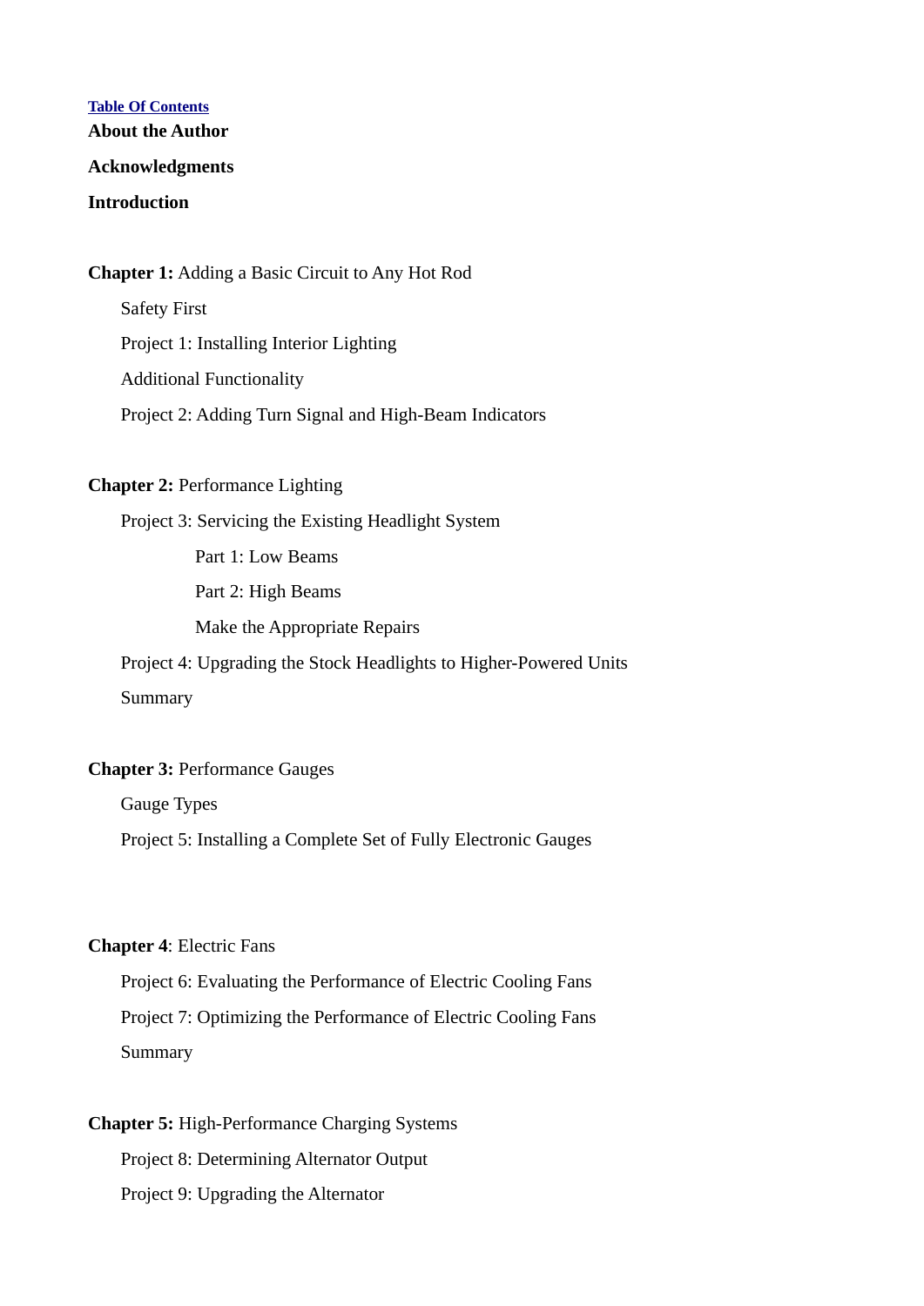[Table Of Contents]

**About the Author**

**Acknowledgments**

**Introduction**

**Chapter 1:** Adding a Basic Circuit to Any Hot Rod

- Safety First
- Project 1: Installing Interior Lighting
- Additional Functionality
- Project 2: Adding Turn Signal and High-Beam Indicators

**Chapter 2:** Performance Lighting

- Project 3: Servicing the Existing Headlight System
  - Part 1: Low Beams
  - Part 2: High Beams
  - Make the Appropriate Repairs
- Project 4: Upgrading the Stock Headlights to Higher-Powered Units
- Summary

**Chapter 3:** Performance Gauges

- Gauge Types
- Project 5: Installing a Complete Set of Fully Electronic Gauges

**Chapter 4**: Electric Fans

- Project 6: Evaluating the Performance of Electric Cooling Fans
- Project 7: Optimizing the Performance of Electric Cooling Fans
- Summary

**Chapter 5:** High-Performance Charging Systems

- Project 8: Determining Alternator Output
- Project 9: Upgrading the Alternator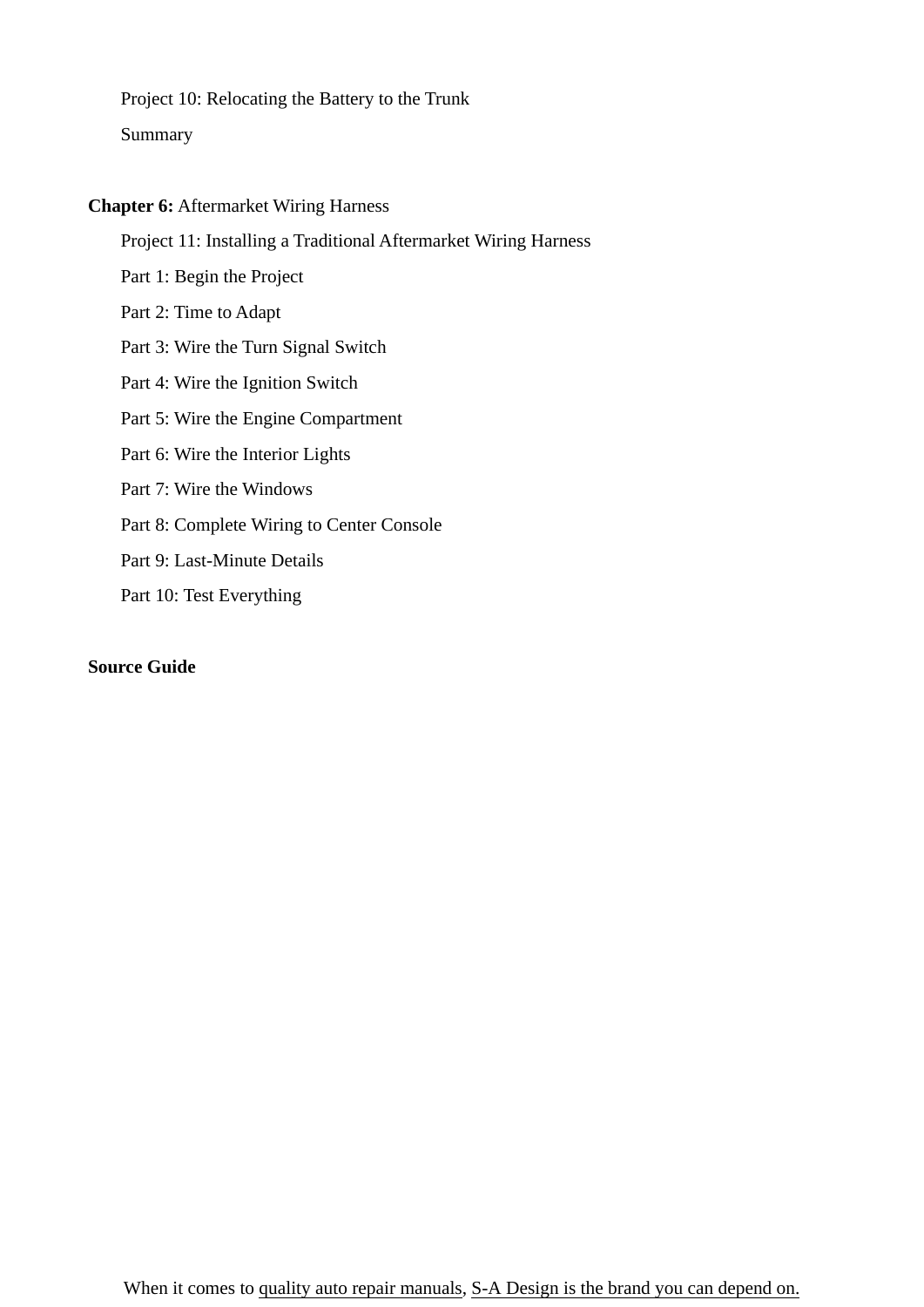Project 10: Relocating the Battery to the Trunk

Summary

**Chapter 6:** Aftermarket Wiring Harness

Project 11: Installing a Traditional Aftermarket Wiring Harness

Part 1: Begin the Project

Part 2: Time to Adapt

Part 3: Wire the Turn Signal Switch

Part 4: Wire the Ignition Switch

Part 5: Wire the Engine Compartment

Part 6: Wire the Interior Lights

Part 7: Wire the Windows

Part 8: Complete Wiring to Center Console

Part 9: Last-Minute Details

Part 10: Test Everything

**Source Guide**

When it comes to quality auto repair manuals, S-A Design is the brand you can depend on.